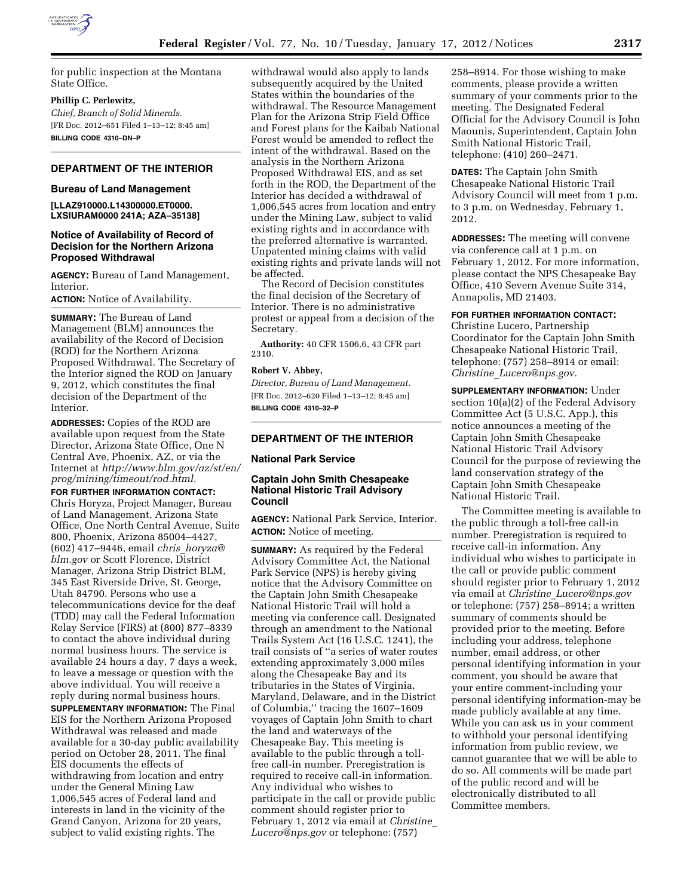for public inspection at the Montana State Office.

**Phillip C. Perlewitz,**

*Chief, Branch of Solid Minerals.*

[FR Doc. 2012–651 Filed 1–13–12; 8:45 am]

**BILLING CODE 4310–DN–P**

## DEPARTMENT OF THE INTERIOR

### Bureau of Land Management

**[LLAZ910000.L14300000.ET0000. LXSIURAM0000 241A; AZA–35138]**

### Notice of Availability of Record of Decision for the Northern Arizona Proposed Withdrawal

**AGENCY:** Bureau of Land Management, Interior.

**ACTION:** Notice of Availability.

**SUMMARY:** The Bureau of Land Management (BLM) announces the availability of the Record of Decision (ROD) for the Northern Arizona Proposed Withdrawal. The Secretary of the Interior signed the ROD on January 9, 2012, which constitutes the final decision of the Department of the Interior.

**ADDRESSES:** Copies of the ROD are available upon request from the State Director, Arizona State Office, One N Central Ave, Phoenix, AZ, or via the Internet at *http://www.blm.gov/az/st/en/prog/mining/timeout/rod.html.*

**FOR FURTHER INFORMATION CONTACT:** Chris Horyza, Project Manager, Bureau of Land Management, Arizona State Office, One North Central Avenue, Suite 800, Phoenix, Arizona 85004–4427, (602) 417–9446, email *chris_horyza@blm.gov* or Scott Florence, District Manager, Arizona Strip District BLM, 345 East Riverside Drive, St. George, Utah 84790. Persons who use a telecommunications device for the deaf (TDD) may call the Federal Information Relay Service (FIRS) at (800) 877–8339 to contact the above individual during normal business hours. The service is available 24 hours a day, 7 days a week, to leave a message or question with the above individual. You will receive a reply during normal business hours.

**SUPPLEMENTARY INFORMATION:** The Final EIS for the Northern Arizona Proposed Withdrawal was released and made available for a 30-day public availability period on October 28, 2011. The final EIS documents the effects of withdrawing from location and entry under the General Mining Law 1,006,545 acres of Federal land and interests in land in the vicinity of the Grand Canyon, Arizona for 20 years, subject to valid existing rights. The withdrawal would also apply to lands subsequently acquired by the United States within the boundaries of the withdrawal. The Resource Management Plan for the Arizona Strip Field Office and Forest plans for the Kaibab National Forest would be amended to reflect the intent of the withdrawal. Based on the analysis in the Northern Arizona Proposed Withdrawal EIS, and as set forth in the ROD, the Department of the Interior has decided a withdrawal of 1,006,545 acres from location and entry under the Mining Law, subject to valid existing rights and in accordance with the preferred alternative is warranted. Unpatented mining claims with valid existing rights and private lands will not be affected.

The Record of Decision constitutes the final decision of the Secretary of Interior. There is no administrative protest or appeal from a decision of the Secretary.

**Authority:** 40 CFR 1506.6, 43 CFR part 2310.

**Robert V. Abbey,**

*Director, Bureau of Land Management.*

[FR Doc. 2012–620 Filed 1–13–12; 8:45 am]

**BILLING CODE 4310–32–P**

## DEPARTMENT OF THE INTERIOR

### National Park Service

### Captain John Smith Chesapeake National Historic Trail Advisory Council

**AGENCY:** National Park Service, Interior.

**ACTION:** Notice of meeting.

**SUMMARY:** As required by the Federal Advisory Committee Act, the National Park Service (NPS) is hereby giving notice that the Advisory Committee on the Captain John Smith Chesapeake National Historic Trail will hold a meeting via conference call. Designated through an amendment to the National Trails System Act (16 U.S.C. 1241), the trail consists of ''a series of water routes extending approximately 3,000 miles along the Chesapeake Bay and its tributaries in the States of Virginia, Maryland, Delaware, and in the District of Columbia,'' tracing the 1607–1609 voyages of Captain John Smith to chart the land and waterways of the Chesapeake Bay. This meeting is available to the public through a toll-free call-in number. Preregistration is required to receive call-in information. Any individual who wishes to participate in the call or provide public comment should register prior to February 1, 2012 via email at *Christine_Lucero@nps.gov* or telephone: (757) 258–8914. For those wishing to make comments, please provide a written summary of your comments prior to the meeting. The Designated Federal Official for the Advisory Council is John Maounis, Superintendent, Captain John Smith National Historic Trail, telephone: (410) 260–2471.

**DATES:** The Captain John Smith Chesapeake National Historic Trail Advisory Council will meet from 1 p.m. to 3 p.m. on Wednesday, February 1, 2012.

**ADDRESSES:** The meeting will convene via conference call at 1 p.m. on February 1, 2012. For more information, please contact the NPS Chesapeake Bay Office, 410 Severn Avenue Suite 314, Annapolis, MD 21403.

**FOR FURTHER INFORMATION CONTACT:** Christine Lucero, Partnership Coordinator for the Captain John Smith Chesapeake National Historic Trail, telephone: (757) 258–8914 or email: *Christine_Lucero@nps.gov.*

**SUPPLEMENTARY INFORMATION:** Under section 10(a)(2) of the Federal Advisory Committee Act (5 U.S.C. App.), this notice announces a meeting of the Captain John Smith Chesapeake National Historic Trail Advisory Council for the purpose of reviewing the land conservation strategy of the Captain John Smith Chesapeake National Historic Trail.

The Committee meeting is available to the public through a toll-free call-in number. Preregistration is required to receive call-in information. Any individual who wishes to participate in the call or provide public comment should register prior to February 1, 2012 via email at *Christine_Lucero@nps.gov* or telephone: (757) 258–8914; a written summary of comments should be provided prior to the meeting. Before including your address, telephone number, email address, or other personal identifying information in your comment, you should be aware that your entire comment-including your personal identifying information-may be made publicly available at any time. While you can ask us in your comment to withhold your personal identifying information from public review, we cannot guarantee that we will be able to do so. All comments will be made part of the public record and will be electronically distributed to all Committee members.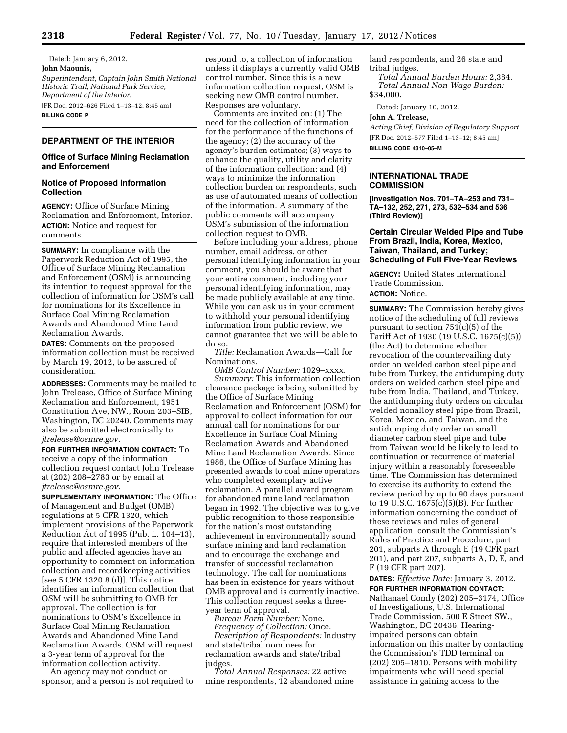Dated: January 6, 2012.

**John Maounis,**

*Superintendent, Captain John Smith National Historic Trail, National Park Service, Department of the Interior.*

[FR Doc. 2012–626 Filed 1–13–12; 8:45 am]

**BILLING CODE P**

## DEPARTMENT OF THE INTERIOR

### Office of Surface Mining Reclamation and Enforcement

### Notice of Proposed Information Collection

**AGENCY:** Office of Surface Mining Reclamation and Enforcement, Interior.

**ACTION:** Notice and request for comments.

**SUMMARY:** In compliance with the Paperwork Reduction Act of 1995, the Office of Surface Mining Reclamation and Enforcement (OSM) is announcing its intention to request approval for the collection of information for OSM's call for nominations for its Excellence in Surface Coal Mining Reclamation Awards and Abandoned Mine Land Reclamation Awards.

**DATES:** Comments on the proposed information collection must be received by March 19, 2012, to be assured of consideration.

**ADDRESSES:** Comments may be mailed to John Trelease, Office of Surface Mining Reclamation and Enforcement, 1951 Constitution Ave, NW., Room 203–SIB, Washington, DC 20240. Comments may also be submitted electronically to *jtrelease@osmre.gov.*

**FOR FURTHER INFORMATION CONTACT:** To receive a copy of the information collection request contact John Trelease at (202) 208–2783 or by email at *jtrelease@osmre.gov.*

**SUPPLEMENTARY INFORMATION:** The Office of Management and Budget (OMB) regulations at 5 CFR 1320, which implement provisions of the Paperwork Reduction Act of 1995 (Pub. L. 104–13), require that interested members of the public and affected agencies have an opportunity to comment on information collection and recordkeeping activities [see 5 CFR 1320.8 (d)]. This notice identifies an information collection that OSM will be submitting to OMB for approval. The collection is for nominations to OSM's Excellence in Surface Coal Mining Reclamation Awards and Abandoned Mine Land Reclamation Awards. OSM will request a 3-year term of approval for the information collection activity.

An agency may not conduct or sponsor, and a person is not required to respond to, a collection of information unless it displays a currently valid OMB control number. Since this is a new information collection request, OSM is seeking new OMB control number. Responses are voluntary.

Comments are invited on: (1) The need for the collection of information for the performance of the functions of the agency; (2) the accuracy of the agency's burden estimates; (3) ways to enhance the quality, utility and clarity of the information collection; and (4) ways to minimize the information collection burden on respondents, such as use of automated means of collection of the information. A summary of the public comments will accompany OSM's submission of the information collection request to OMB.

Before including your address, phone number, email address, or other personal identifying information in your comment, you should be aware that your entire comment, including your personal identifying information, may be made publicly available at any time. While you can ask us in your comment to withhold your personal identifying information from public review, we cannot guarantee that we will be able to do so.

*Title:* Reclamation Awards—Call for Nominations.

*OMB Control Number:* 1029–xxxx.

*Summary:* This information collection clearance package is being submitted by the Office of Surface Mining Reclamation and Enforcement (OSM) for approval to collect information for our annual call for nominations for our Excellence in Surface Coal Mining Reclamation Awards and Abandoned Mine Land Reclamation Awards. Since 1986, the Office of Surface Mining has presented awards to coal mine operators who completed exemplary active reclamation. A parallel award program for abandoned mine land reclamation began in 1992. The objective was to give public recognition to those responsible for the nation's most outstanding achievement in environmentally sound surface mining and land reclamation and to encourage the exchange and transfer of successful reclamation technology. The call for nominations has been in existence for years without OMB approval and is currently inactive. This collection request seeks a three-year term of approval.

*Bureau Form Number:* None.

*Frequency of Collection:* Once.

*Description of Respondents:* Industry and state/tribal nominees for reclamation awards and state/tribal judges.

*Total Annual Responses:* 22 active mine respondents, 12 abandoned mine land respondents, and 26 state and tribal judges.

*Total Annual Burden Hours:* 2,384.

*Total Annual Non-Wage Burden:* $34,000.

Dated: January 10, 2012.

**John A. Trelease,**

*Acting Chief, Division of Regulatory Support.*

[FR Doc. 2012–577 Filed 1–13–12; 8:45 am]

**BILLING CODE 4310–05–M**

## INTERNATIONAL TRADE COMMISSION

**[Investigation Nos. 701–TA–253 and 731–TA–132, 252, 271, 273, 532–534 and 536 (Third Review)]**

### Certain Circular Welded Pipe and Tube From Brazil, India, Korea, Mexico, Taiwan, Thailand, and Turkey; Scheduling of Full Five-Year Reviews

**AGENCY:** United States International Trade Commission.

**ACTION:** Notice.

**SUMMARY:** The Commission hereby gives notice of the scheduling of full reviews pursuant to section 751(c)(5) of the Tariff Act of 1930 (19 U.S.C. 1675(c)(5)) (the Act) to determine whether revocation of the countervailing duty order on welded carbon steel pipe and tube from Turkey, the antidumping duty orders on welded carbon steel pipe and tube from India, Thailand, and Turkey, the antidumping duty orders on circular welded nonalloy steel pipe from Brazil, Korea, Mexico, and Taiwan, and the antidumping duty order on small diameter carbon steel pipe and tube from Taiwan would be likely to lead to continuation or recurrence of material injury within a reasonably foreseeable time. The Commission has determined to exercise its authority to extend the review period by up to 90 days pursuant to 19 U.S.C. 1675(c)(5)(B). For further information concerning the conduct of these reviews and rules of general application, consult the Commission's Rules of Practice and Procedure, part 201, subparts A through E (19 CFR part 201), and part 207, subparts A, D, E, and F (19 CFR part 207).

**DATES:** *Effective Date:* January 3, 2012.

**FOR FURTHER INFORMATION CONTACT:** Nathanael Comly (202) 205–3174, Office of Investigations, U.S. International Trade Commission, 500 E Street SW., Washington, DC 20436. Hearing-impaired persons can obtain information on this matter by contacting the Commission's TDD terminal on (202) 205–1810. Persons with mobility impairments who will need special assistance in gaining access to the